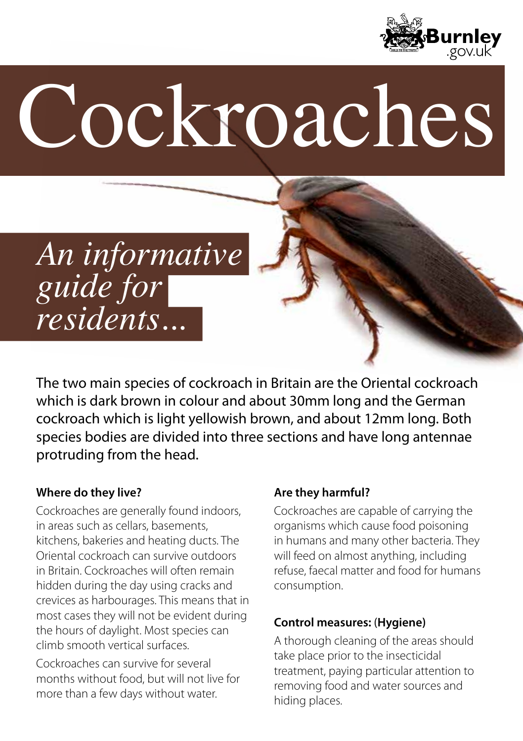# Cockroaches

*An informative guide for residents...*

The two main species of cockroach in Britain are the Oriental cockroach which is dark brown in colour and about 30mm long and the German cockroach which is light yellowish brown, and about 12mm long. Both species bodies are divided into three sections and have long antennae protruding from the head.

### Where do they live?

Cockroaches are generally found indoors, in areas such as cellars, basements, kitchens, bakeries and heating ducts. The Oriental cockroach can survive outdoors in Britain. Cockroaches will often remain hidden during the day using cracks and crevices as harbourages. This means that in most cases they will not be evident during the hours of daylight. Most species can climb smooth vertical surfaces.

Cockroaches can survive for several months without food, but will not live for more than a few days without water.

### Are they harmful?

Cockroaches are capable of carrying the organisms which cause food poisoning in humans and many other bacteria. They will feed on almost anything, including refuse, faecal matter and food for humans consumption.

### Control measures: (Hygiene)

A thorough cleaning of the areas should take place prior to the insecticidal treatment, paying particular attention to removing food and water sources and hiding places.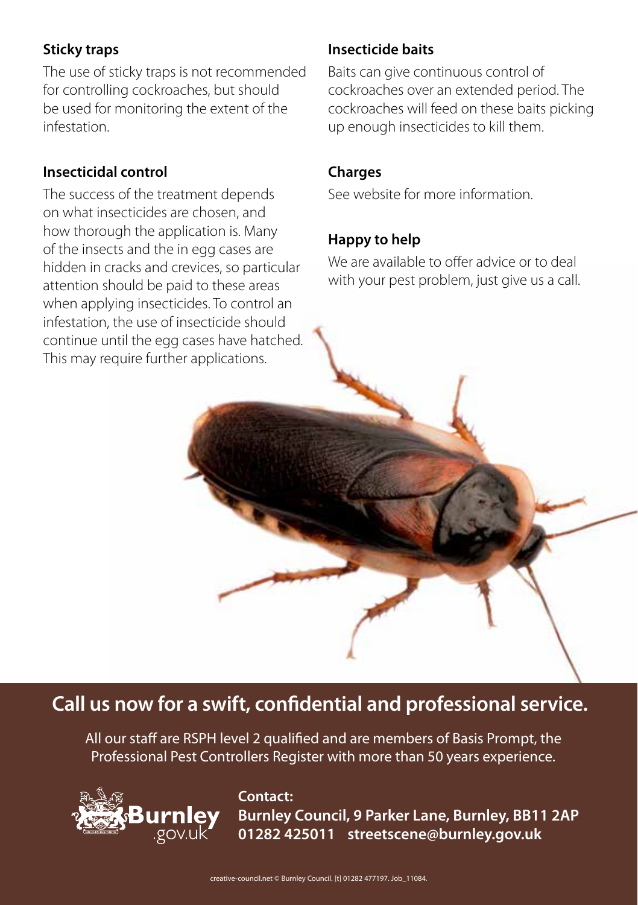### Sticky traps

The use of sticky traps is not recommended for controlling cockroaches, but should be used for monitoring the extent of the infestation.

### Insecticidal control

The success of the treatment depends on what insecticides are chosen, and how thorough the application is. Many of the insects and the in egg cases are hidden in cracks and crevices, so particular attention should be paid to these areas when applying insecticides. To control an infestation, the use of insecticide should continue until the egg cases have hatched. This may require further applications.

### Insecticide baits

Baits can give continuous control of cockroaches over an extended period. The cockroaches will feed on these baits picking up enough insecticides to kill them.

### Charges

See website for more information.

### Happy to help

We are available to offer advice or to deal with your pest problem, just give us a call.

## Call us now for a swift, confidential and professional service.

All our staff are RSPH level 2 qualified and are members of Basis Prompt, the Professional Pest Controllers Register with more than 50 years experience.

Burnley .gov.uk

**Contact:**
**Burnley Council, 9 Parker Lane, Burnley, BB11 2AP**
**01282 425011 streetscene@burnley.gov.uk**

creative-council.net © Burnley Council. [t] 01282 477197. Job_11084.